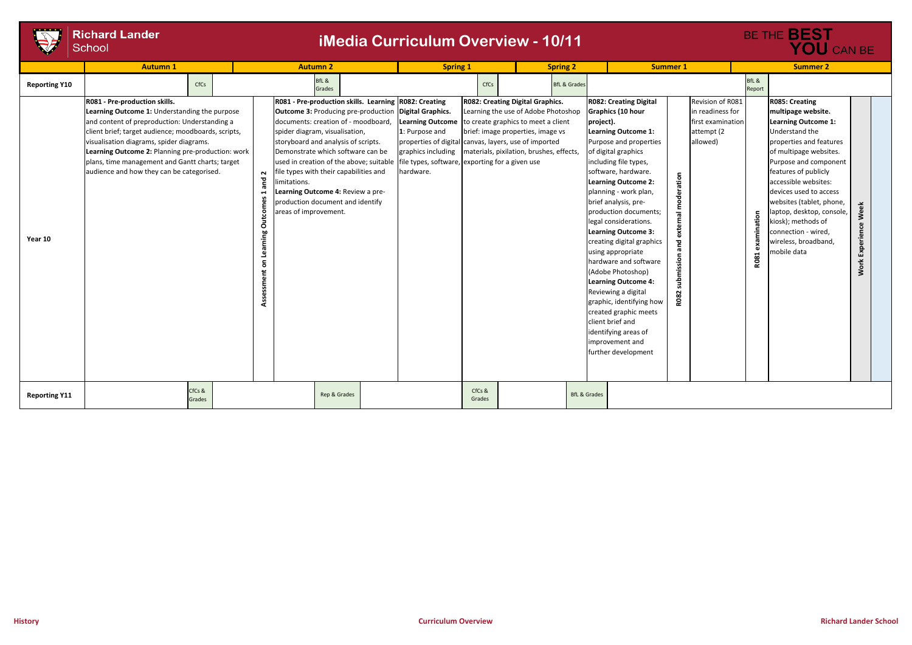# Richard Lander School

## iMedia Curriculum Overview - 10/11

BE THE **BEST YOU** CAN BE

| | Autumn 1 | | Autumn 2 | Spring 1 | | Spring 2 | Summer 1 | | | Summer 2 | |
|---|---|---|---|---|---|---|---|---|---|---|---|
| **Reporting Y10** | CfCs | | BfL & Grades | | CfCs | BfL & Grades | | | BfL & Report | | |
| **Year 10** | **R081 - Pre-production skills.** **Learning Outcome 1:** Understanding the purpose and content of preproduction: Understanding a client brief; target audience; moodboards, scripts, visualisation diagrams, spider diagrams. **Learning Outcome 2:** Planning pre-production: work plans, time management and Gantt charts; target audience and how they can be categorised. | **Assessment on Learning Outcomes 1 and 2** | **R081 - Pre-production skills. Learning Outcome 3:** Producing pre-production documents: creation of - moodboard, spider diagram, visualisation, storyboard and analysis of scripts. Demonstrate which software can be used in creation of the above; suitable file types with their capabilities and limitations. **Learning Outcome 4:** Review a pre-production document and identify areas of improvement. | **R082: Creating Digital Graphics. Learning Outcome 1**: Purpose and properties of digital graphics including file types, software, hardware. | **R082: Creating Digital Graphics.** Learning the use of Adobe Photoshop to create graphics to meet a client brief: image properties, image vs canvas, layers, use of imported materials, pixilation, brushes, effects, exporting for a given use | | **R082: Creating Digital Graphics (10 hour project). Learning Outcome 1:** Purpose and properties of digital graphics including file types, software, hardware. **Learning Outcome 2:** planning - work plan, brief analysis, pre-production documents; legal considerations. **Learning Outcome 3:** creating digital graphics using appropriate hardware and software (Adobe Photoshop) **Learning Outcome 4:** Reviewing a digital graphic, identifying how created graphic meets client brief and identifying areas of improvement and further development | **R082 submission and external moderation** | Revision of R081 in readiness for first examination attempt (2 allowed) | **R081 examination** | **R085: Creating multipage website. Learning Outcome 1:** Understand the properties and features of multipage websites. Purpose and component features of publicly accessible websites: devices used to access websites (tablet, phone, laptop, desktop, console, kiosk); methods of connection - wired, wireless, broadband, mobile data | **Work Experience Week** |
| **Reporting Y11** | CfCs & Grades | | Rep & Grades | | CfCs & Grades | BfL & Grades | | | | | |

History | Curriculum Overview | Richard Lander School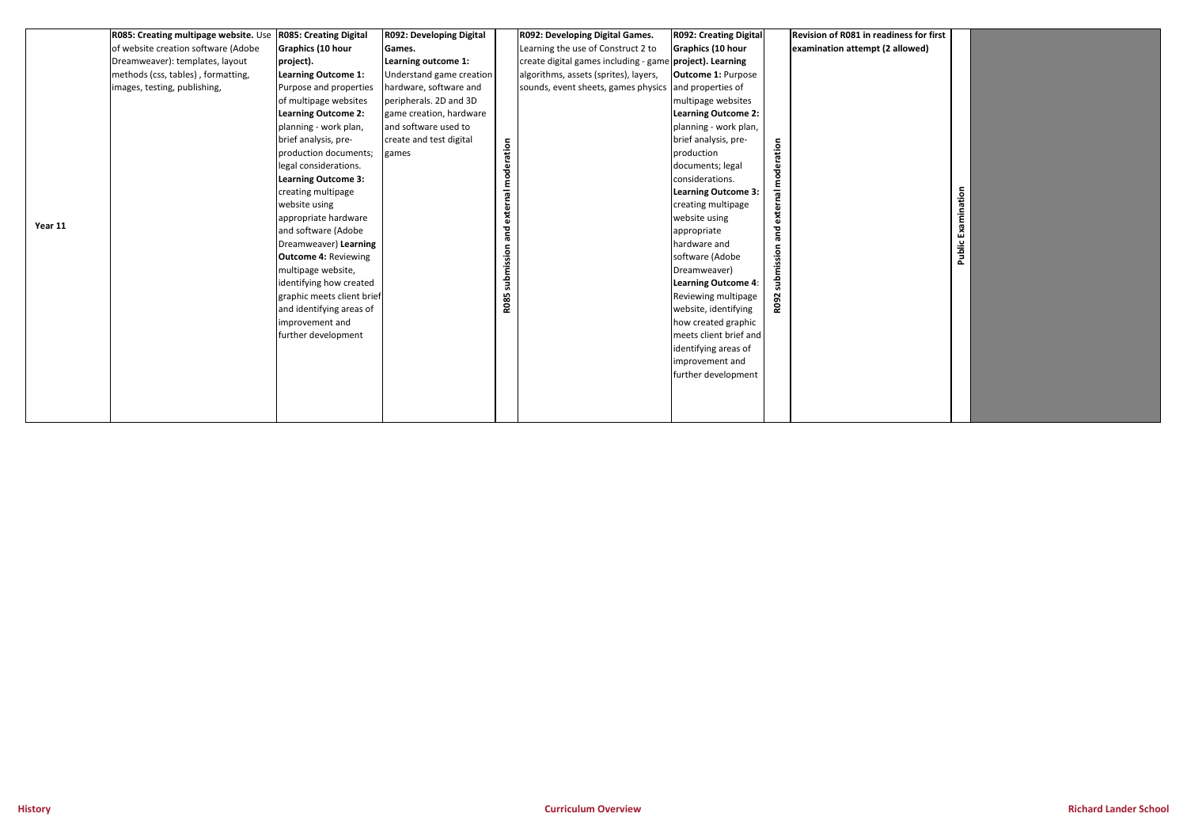| | | | | | | | | | | |
|---|---|---|---|---|---|---|---|---|---|---|
| Year 11 | **R085: Creating multipage website.** Use of website creation software (Adobe Dreamweaver): templates, layout methods (css, tables) , formatting, images, testing, publishing, | **R085: Creating Digital Graphics (10 hour project).** **Learning Outcome 1:** Purpose and properties of multipage websites **Learning Outcome 2:** planning - work plan, brief analysis, pre-production documents; legal considerations. **Learning Outcome 3:** creating multipage website using appropriate hardware and software (Adobe Dreamweaver) **Learning Outcome 4:** Reviewing multipage website, identifying how created graphic meets client brief and identifying areas of improvement and further development | **R092: Developing Digital Games.** **Learning outcome 1:** Understand game creation hardware, software and peripherals. 2D and 3D game creation, hardware and software used to create and test digital games | **R085 submission and external moderation** | **R092: Developing Digital Games.** Learning the use of Construct 2 to create digital games including - game algorithms, assets (sprites), layers, sounds, event sheets, games physics | **R092: Creating Digital Graphics (10 hour project). Learning Outcome 1:** Purpose and properties of multipage websites **Learning Outcome 2:** planning - work plan, brief analysis, pre-production documents; legal considerations. **Learning Outcome 3:** creating multipage website using appropriate hardware and software (Adobe Dreamweaver) **Learning Outcome 4**: Reviewing multipage website, identifying how created graphic meets client brief and identifying areas of improvement and further development | **R092 submission and external moderation** | **Revision of R081 in readiness for first examination attempt (2 allowed)** | **Public Examination** | |

History

Curriculum Overview

Richard Lander School